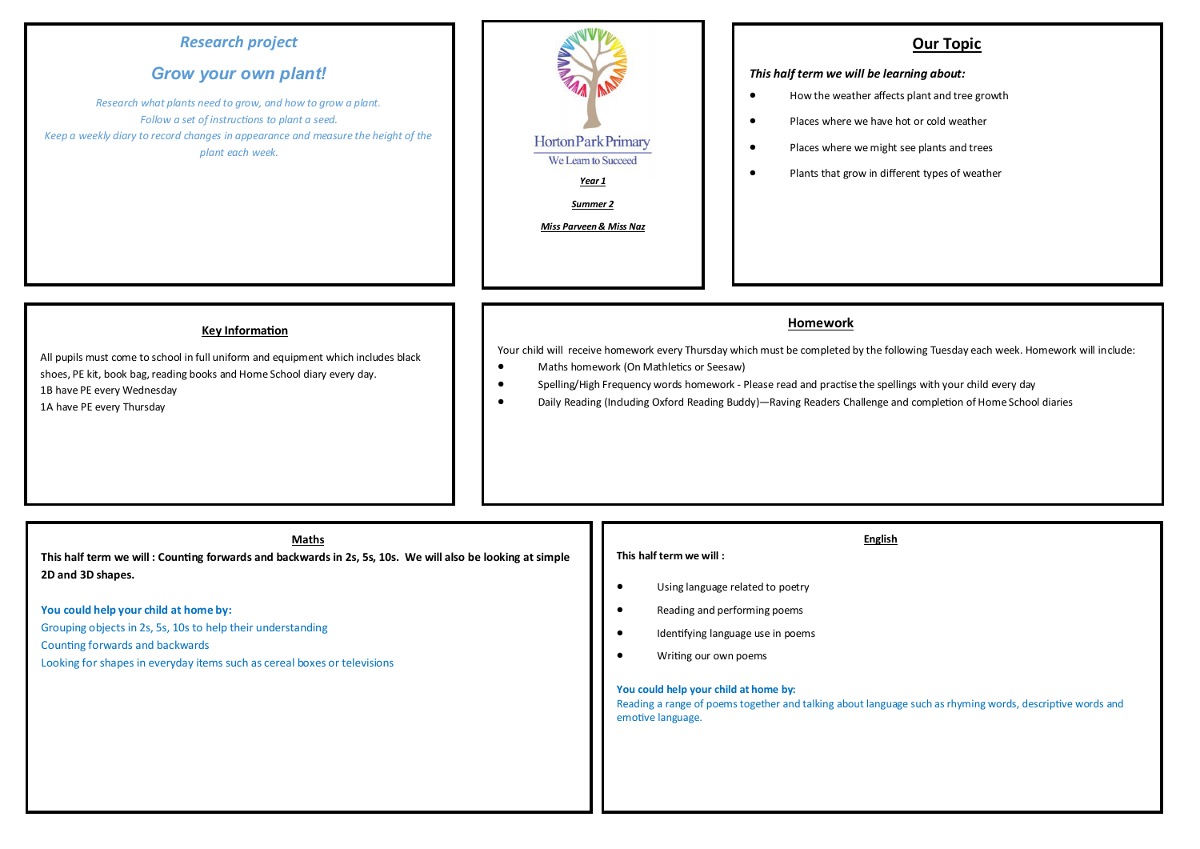Horton Park Primary

We Learn to Succeed

***Year 1***

***Summer 2***

***Miss Parveen & Miss Naz***

## *Research project*

## *Grow your own plant!*

*Research what plants need to grow, and how to grow a plant.*
*Follow a set of instructions to plant a seed.*
*Keep a weekly diary to record changes in appearance and measure the height of the plant each week.*

## Our Topic

***This half term we will be learning about:***

- How the weather affects plant and tree growth
- Places where we have hot or cold weather
- Places where we might see plants and trees
- Plants that grow in different types of weather

## Key Information

All pupils must come to school in full uniform and equipment which includes black shoes, PE kit, book bag, reading books and Home School diary every day.
1B have PE every Wednesday
1A have PE every Thursday

## Homework

Your child will receive homework every Thursday which must be completed by the following Tuesday each week. Homework will include:

- Maths homework (On Mathletics or Seesaw)
- Spelling/High Frequency words homework - Please read and practise the spellings with your child every day
- Daily Reading (Including Oxford Reading Buddy)—Raving Readers Challenge and completion of Home School diaries

## Maths

**This half term we will : Counting forwards and backwards in 2s, 5s, 10s. We will also be looking at simple 2D and 3D shapes.**

**You could help your child at home by:**
Grouping objects in 2s, 5s, 10s to help their understanding
Counting forwards and backwards
Looking for shapes in everyday items such as cereal boxes or televisions

## English

**This half term we will :**

- Using language related to poetry
- Reading and performing poems
- Identifying language use in poems
- Writing our own poems

**You could help your child at home by:**
Reading a range of poems together and talking about language such as rhyming words, descriptive words and emotive language.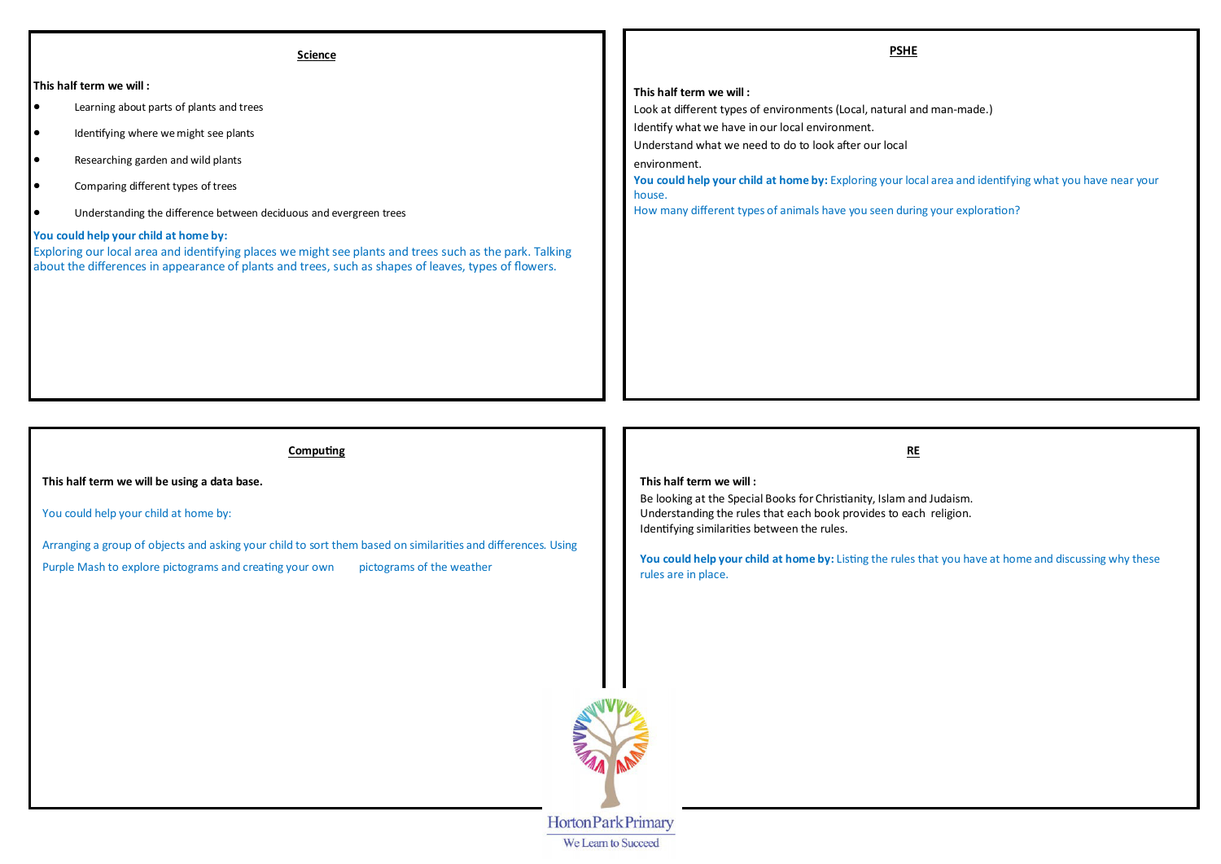## Science

**This half term we will :**

- Learning about parts of plants and trees
- Identifying where we might see plants
- Researching garden and wild plants
- Comparing different types of trees
- Understanding the difference between deciduous and evergreen trees

**You could help your child at home by:**
Exploring our local area and identifying places we might see plants and trees such as the park. Talking about the differences in appearance of plants and trees, such as shapes of leaves, types of flowers.

## PSHE

**This half term we will :**
Look at different types of environments (Local, natural and man-made.)
Identify what we have in our local environment.
Understand what we need to do to look after our local environment.

**You could help your child at home by:** Exploring your local area and identifying what you have near your house.
How many different types of animals have you seen during your exploration?

## Computing

**This half term we will be using a data base.**

You could help your child at home by:

Arranging a group of objects and asking your child to sort them based on similarities and differences. Using Purple Mash to explore pictograms and creating your own pictograms of the weather

## RE

**This half term we will :**
Be looking at the Special Books for Christianity, Islam and Judaism.
Understanding the rules that each book provides to each religion.
Identifying similarities between the rules.

**You could help your child at home by:** Listing the rules that you have at home and discussing why these rules are in place.

Horton Park Primary
We Learn to Succeed